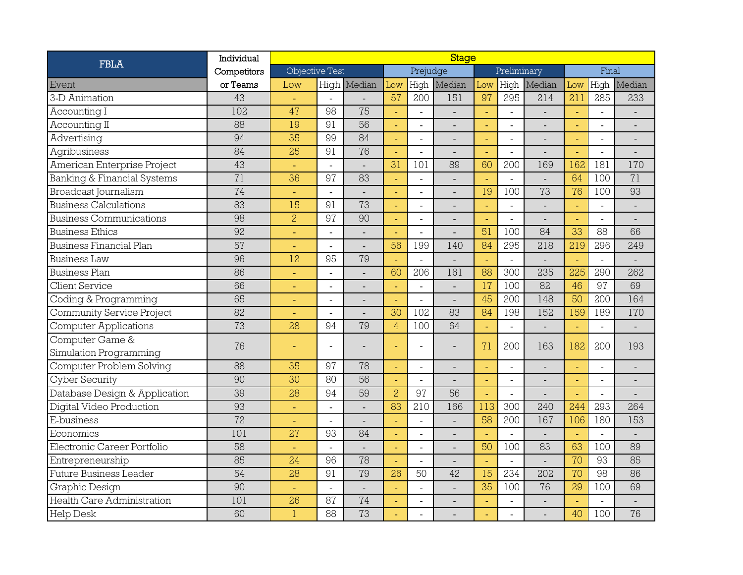| FBLA | Individual Competitors or Teams | Stage | | | | | | | | | | | |
|---|---|---|---|---|---|---|---|---|---|---|---|---|---|
| | | Objective Test | | | Prejudge | | | Preliminary | | | Final | | |
| Event | | Low | High | Median | Low | High | Median | Low | High | Median | Low | High | Median |
| 3-D Animation | 43 | - | - | - | 57 | 200 | 151 | 97 | 295 | 214 | 211 | 285 | 233 |
| Accounting I | 102 | 47 | 98 | 75 | - | - | - | - | - | - | - | - | - |
| Accounting II | 88 | 19 | 91 | 56 | - | - | - | - | - | - | - | - | - |
| Advertising | 94 | 35 | 99 | 84 | - | - | - | - | - | - | - | - | - |
| Agribusiness | 84 | 25 | 91 | 76 | - | - | - | - | - | - | - | - | - |
| American Enterprise Project | 43 | - | - | - | 31 | 101 | 89 | 60 | 200 | 169 | 162 | 181 | 170 |
| Banking & Financial Systems | 71 | 36 | 97 | 83 | - | - | - | - | - | - | 64 | 100 | 71 |
| Broadcast Journalism | 74 | - | - | - | - | - | - | 19 | 100 | 73 | 76 | 100 | 93 |
| Business Calculations | 83 | 15 | 91 | 73 | - | - | - | - | - | - | - | - | - |
| Business Communications | 98 | 2 | 97 | 90 | - | - | - | - | - | - | - | - | - |
| Business Ethics | 92 | - | - | - | - | - | - | 51 | 100 | 84 | 33 | 88 | 66 |
| Business Financial Plan | 57 | - | - | - | 56 | 199 | 140 | 84 | 295 | 218 | 219 | 296 | 249 |
| Business Law | 96 | 12 | 95 | 79 | - | - | - | - | - | - | - | - | - |
| Business Plan | 86 | - | - | - | 60 | 206 | 161 | 88 | 300 | 235 | 225 | 290 | 262 |
| Client Service | 66 | - | - | - | - | - | - | 17 | 100 | 82 | 46 | 97 | 69 |
| Coding & Programming | 65 | - | - | - | - | - | - | 45 | 200 | 148 | 50 | 200 | 164 |
| Community Service Project | 82 | - | - | - | 30 | 102 | 83 | 84 | 198 | 152 | 159 | 189 | 170 |
| Computer Applications | 73 | 28 | 94 | 79 | 4 | 100 | 64 | - | - | - | - | - | - |
| Computer Game & Simulation Programming | 76 | - | - | - | - | - | - | 71 | 200 | 163 | 182 | 200 | 193 |
| Computer Problem Solving | 88 | 35 | 97 | 78 | - | - | - | - | - | - | - | - | - |
| Cyber Security | 90 | 30 | 80 | 56 | - | - | - | - | - | - | - | - | - |
| Database Design & Application | 39 | 28 | 94 | 59 | 2 | 97 | 56 | - | - | - | - | - | - |
| Digital Video Production | 93 | - | - | - | 83 | 210 | 166 | 113 | 300 | 240 | 244 | 293 | 264 |
| E-business | 72 | - | - | - | - | - | - | 58 | 200 | 167 | 106 | 180 | 153 |
| Economics | 101 | 27 | 93 | 84 | - | - | - | - | - | - | - | - | - |
| Electronic Career Portfolio | 58 | - | - | - | - | - | - | 50 | 100 | 83 | 63 | 100 | 89 |
| Entrepreneurship | 85 | 24 | 96 | 78 | - | - | - | - | - | - | 70 | 93 | 85 |
| Future Business Leader | 54 | 28 | 91 | 79 | 26 | 50 | 42 | 15 | 234 | 202 | 70 | 98 | 86 |
| Graphic Design | 90 | - | - | - | - | - | - | 35 | 100 | 76 | 29 | 100 | 69 |
| Health Care Administration | 101 | 26 | 87 | 74 | - | - | - | - | - | - | - | - | - |
| Help Desk | 60 | 1 | 88 | 73 | - | - | - | - | - | - | 40 | 100 | 76 |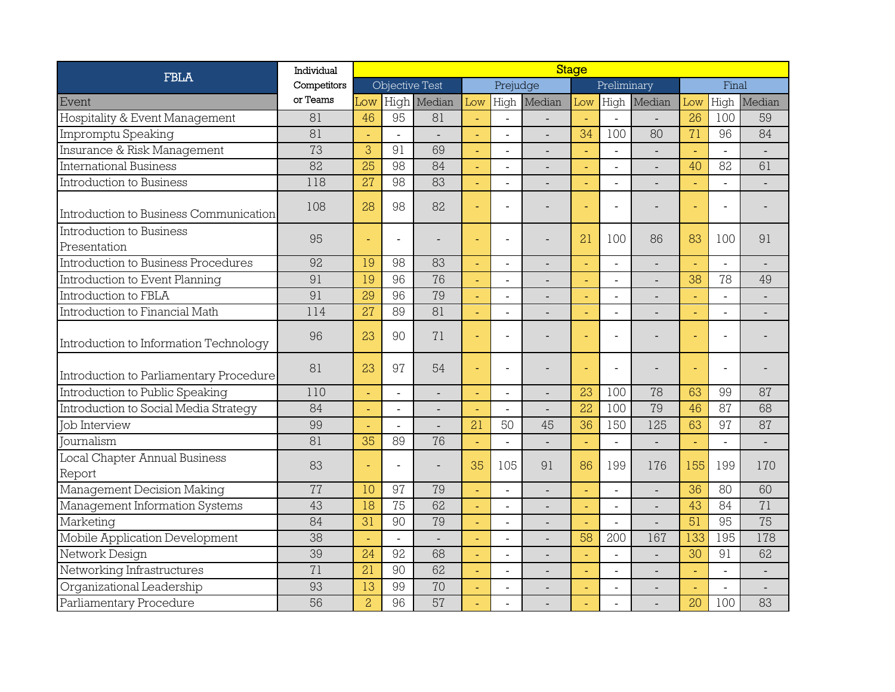| FBLA | Individual Competitors or Teams | Stage | | | | | | | | | | | |
|---|---|---|---|---|---|---|---|---|---|---|---|---|---|
| | | Objective Test | | | Prejudge | | | Preliminary | | | Final | | |
| Event | | Low | High | Median | Low | High | Median | Low | High | Median | Low | High | Median |
| Hospitality & Event Management | 81 | 46 | 95 | 81 | - | - | - | - | - | - | 26 | 100 | 59 |
| Impromptu Speaking | 81 | - | - | - | - | - | - | 34 | 100 | 80 | 71 | 96 | 84 |
| Insurance & Risk Management | 73 | 3 | 91 | 69 | - | - | - | - | - | - | - | - | - |
| International Business | 82 | 25 | 98 | 84 | - | - | - | - | - | - | 40 | 82 | 61 |
| Introduction to Business | 118 | 27 | 98 | 83 | - | - | - | - | - | - | - | - | - |
| Introduction to Business Communication | 108 | 28 | 98 | 82 | - | - | - | - | - | - | - | - | - |
| Introduction to Business Presentation | 95 | - | - | - | - | - | - | 21 | 100 | 86 | 83 | 100 | 91 |
| Introduction to Business Procedures | 92 | 19 | 98 | 83 | - | - | - | - | - | - | - | - | - |
| Introduction to Event Planning | 91 | 19 | 96 | 76 | - | - | - | - | - | - | 38 | 78 | 49 |
| Introduction to FBLA | 91 | 29 | 96 | 79 | - | - | - | - | - | - | - | - | - |
| Introduction to Financial Math | 114 | 27 | 89 | 81 | - | - | - | - | - | - | - | - | - |
| Introduction to Information Technology | 96 | 23 | 90 | 71 | - | - | - | - | - | - | - | - | - |
| Introduction to Parliamentary Procedure | 81 | 23 | 97 | 54 | - | - | - | - | - | - | - | - | - |
| Introduction to Public Speaking | 110 | - | - | - | - | - | - | 23 | 100 | 78 | 63 | 99 | 87 |
| Introduction to Social Media Strategy | 84 | - | - | - | - | - | - | 22 | 100 | 79 | 46 | 87 | 68 |
| Job Interview | 99 | - | - | - | 21 | 50 | 45 | 36 | 150 | 125 | 63 | 97 | 87 |
| Journalism | 81 | 35 | 89 | 76 | - | - | - | - | - | - | - | - | - |
| Local Chapter Annual Business Report | 83 | - | - | - | 35 | 105 | 91 | 86 | 199 | 176 | 155 | 199 | 170 |
| Management Decision Making | 77 | 10 | 97 | 79 | - | - | - | - | - | - | 36 | 80 | 60 |
| Management Information Systems | 43 | 18 | 75 | 62 | - | - | - | - | - | - | 43 | 84 | 71 |
| Marketing | 84 | 31 | 90 | 79 | - | - | - | - | - | - | 51 | 95 | 75 |
| Mobile Application Development | 38 | - | - | - | - | - | - | 58 | 200 | 167 | 133 | 195 | 178 |
| Network Design | 39 | 24 | 92 | 68 | - | - | - | - | - | - | 30 | 91 | 62 |
| Networking Infrastructures | 71 | 21 | 90 | 62 | - | - | - | - | - | - | - | - | - |
| Organizational Leadership | 93 | 13 | 99 | 70 | - | - | - | - | - | - | - | - | - |
| Parliamentary Procedure | 56 | 2 | 96 | 57 | - | - | - | - | - | - | 20 | 100 | 83 |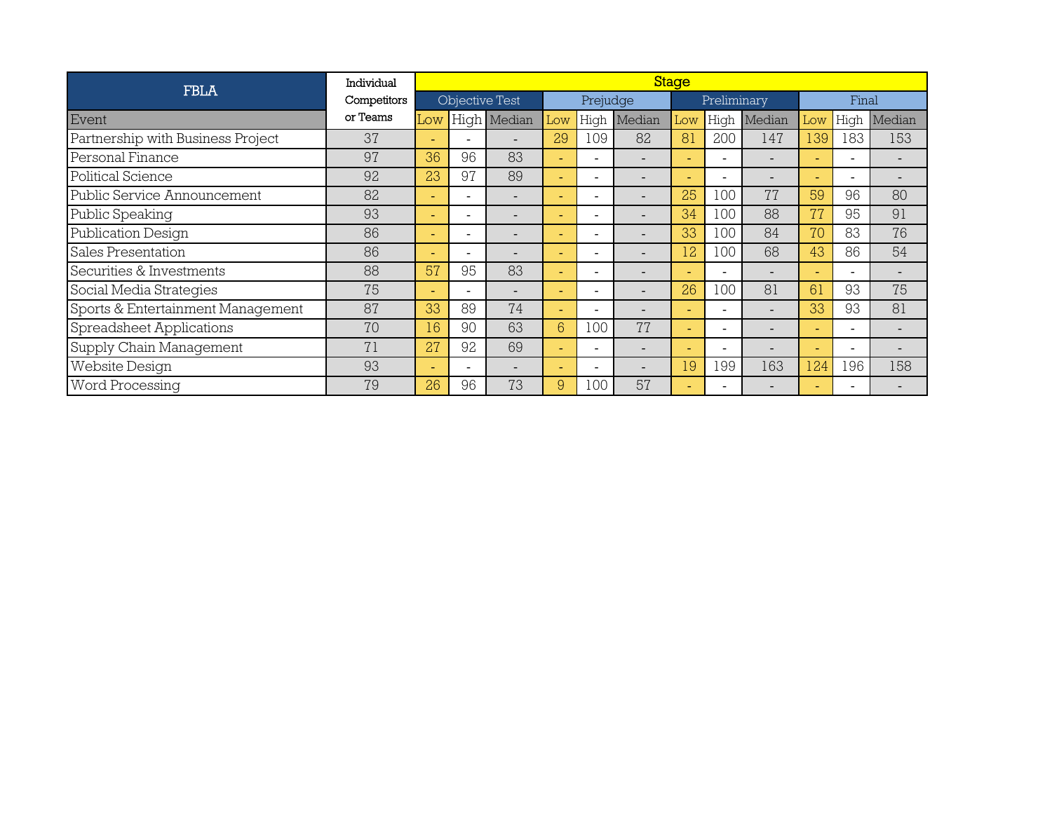| FBLA | Individual Competitors or Teams | Stage | | | | | | | | | | | |
|---|---|---|---|---|---|---|---|---|---|---|---|---|---|
| | | Objective Test | | | Prejudge | | | Preliminary | | | Final | | |
| Event | | Low | High | Median | Low | High | Median | Low | High | Median | Low | High | Median |
| Partnership with Business Project | 37 | - | - | - | 29 | 109 | 82 | 81 | 200 | 147 | 139 | 183 | 153 |
| Personal Finance | 97 | 36 | 96 | 83 | - | - | - | - | - | - | - | - | - |
| Political Science | 92 | 23 | 97 | 89 | - | - | - | - | - | - | - | - | - |
| Public Service Announcement | 82 | - | - | - | - | - | - | 25 | 100 | 77 | 59 | 96 | 80 |
| Public Speaking | 93 | - | - | - | - | - | - | 34 | 100 | 88 | 77 | 95 | 91 |
| Publication Design | 86 | - | - | - | - | - | - | 33 | 100 | 84 | 70 | 83 | 76 |
| Sales Presentation | 86 | - | - | - | - | - | - | 12 | 100 | 68 | 43 | 86 | 54 |
| Securities & Investments | 88 | 57 | 95 | 83 | - | - | - | - | - | - | - | - | - |
| Social Media Strategies | 75 | - | - | - | - | - | - | 26 | 100 | 81 | 61 | 93 | 75 |
| Sports & Entertainment Management | 87 | 33 | 89 | 74 | - | - | - | - | - | - | 33 | 93 | 81 |
| Spreadsheet Applications | 70 | 16 | 90 | 63 | 6 | 100 | 77 | - | - | - | - | - | - |
| Supply Chain Management | 71 | 27 | 92 | 69 | - | - | - | - | - | - | - | - | - |
| Website Design | 93 | - | - | - | - | - | - | 19 | 199 | 163 | 124 | 196 | 158 |
| Word Processing | 79 | 26 | 96 | 73 | 9 | 100 | 57 | - | - | - | - | - | - |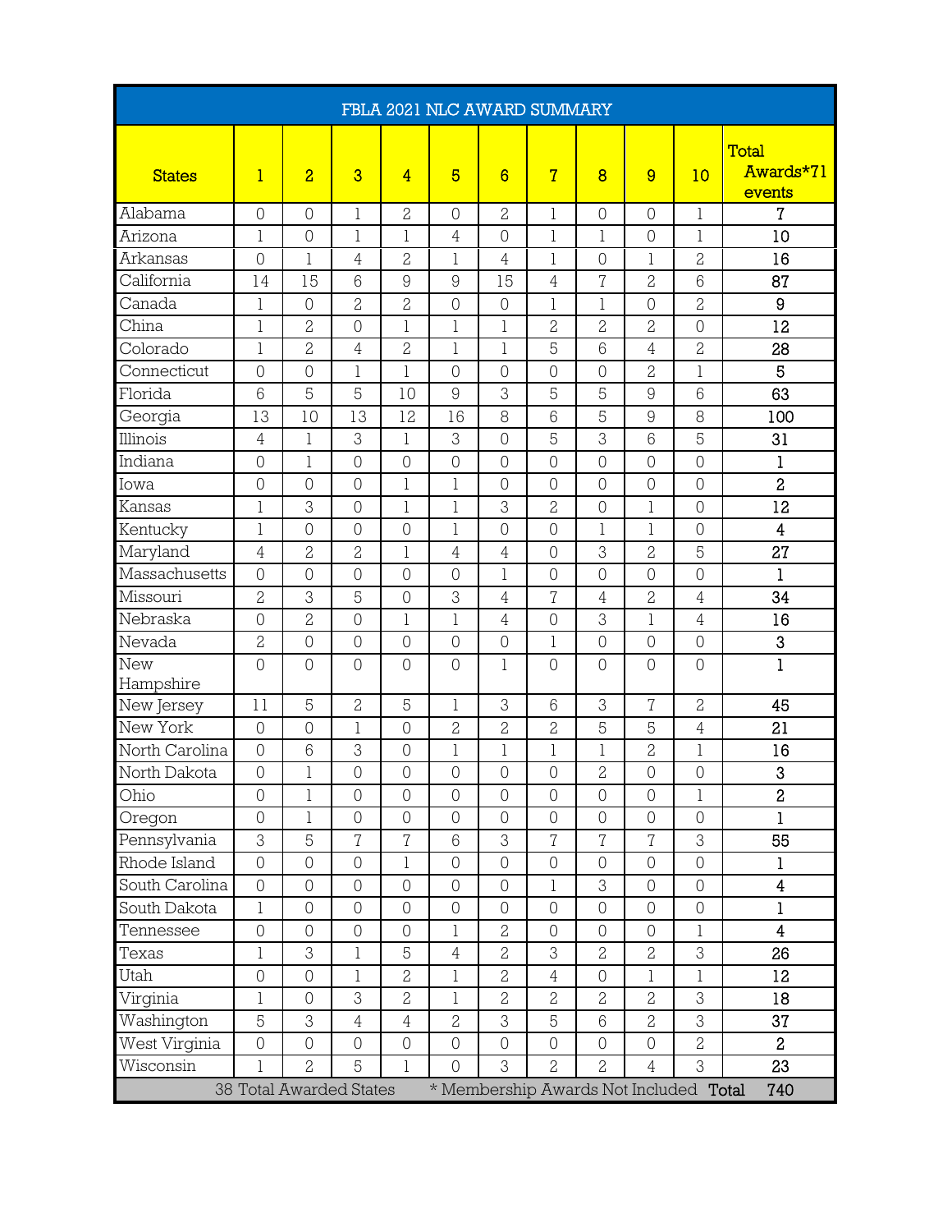| FBLA 2021 NLC AWARD SUMMARY | | | | | | | | | | | |
|---|---|---|---|---|---|---|---|---|---|---|---|
| States | 1 | 2 | 3 | 4 | 5 | 6 | 7 | 8 | 9 | 10 | Total Awards*71 events |
| Alabama | 0 | 0 | 1 | 2 | 0 | 2 | 1 | 0 | 0 | 1 | 7 |
| Arizona | 1 | 0 | 1 | 1 | 4 | 0 | 1 | 1 | 0 | 1 | 10 |
| Arkansas | 0 | 1 | 4 | 2 | 1 | 4 | 1 | 0 | 1 | 2 | 16 |
| California | 14 | 15 | 6 | 9 | 9 | 15 | 4 | 7 | 2 | 6 | 87 |
| Canada | 1 | 0 | 2 | 2 | 0 | 0 | 1 | 1 | 0 | 2 | 9 |
| China | 1 | 2 | 0 | 1 | 1 | 1 | 2 | 2 | 2 | 0 | 12 |
| Colorado | 1 | 2 | 4 | 2 | 1 | 1 | 5 | 6 | 4 | 2 | 28 |
| Connecticut | 0 | 0 | 1 | 1 | 0 | 0 | 0 | 0 | 2 | 1 | 5 |
| Florida | 6 | 5 | 5 | 10 | 9 | 3 | 5 | 5 | 9 | 6 | 63 |
| Georgia | 13 | 10 | 13 | 12 | 16 | 8 | 6 | 5 | 9 | 8 | 100 |
| Illinois | 4 | 1 | 3 | 1 | 3 | 0 | 5 | 3 | 6 | 5 | 31 |
| Indiana | 0 | 1 | 0 | 0 | 0 | 0 | 0 | 0 | 0 | 0 | 1 |
| Iowa | 0 | 0 | 0 | 1 | 1 | 0 | 0 | 0 | 0 | 0 | 2 |
| Kansas | 1 | 3 | 0 | 1 | 1 | 3 | 2 | 0 | 1 | 0 | 12 |
| Kentucky | 1 | 0 | 0 | 0 | 1 | 0 | 0 | 1 | 1 | 0 | 4 |
| Maryland | 4 | 2 | 2 | 1 | 4 | 4 | 0 | 3 | 2 | 5 | 27 |
| Massachusetts | 0 | 0 | 0 | 0 | 0 | 1 | 0 | 0 | 0 | 0 | 1 |
| Missouri | 2 | 3 | 5 | 0 | 3 | 4 | 7 | 4 | 2 | 4 | 34 |
| Nebraska | 0 | 2 | 0 | 1 | 1 | 4 | 0 | 3 | 1 | 4 | 16 |
| Nevada | 2 | 0 | 0 | 0 | 0 | 0 | 1 | 0 | 0 | 0 | 3 |
| New Hampshire | 0 | 0 | 0 | 0 | 0 | 1 | 0 | 0 | 0 | 0 | 1 |
| New Jersey | 11 | 5 | 2 | 5 | 1 | 3 | 6 | 3 | 7 | 2 | 45 |
| New York | 0 | 0 | 1 | 0 | 2 | 2 | 2 | 5 | 5 | 4 | 21 |
| North Carolina | 0 | 6 | 3 | 0 | 1 | 1 | 1 | 1 | 2 | 1 | 16 |
| North Dakota | 0 | 1 | 0 | 0 | 0 | 0 | 0 | 2 | 0 | 0 | 3 |
| Ohio | 0 | 1 | 0 | 0 | 0 | 0 | 0 | 0 | 0 | 1 | 2 |
| Oregon | 0 | 1 | 0 | 0 | 0 | 0 | 0 | 0 | 0 | 0 | 1 |
| Pennsylvania | 3 | 5 | 7 | 7 | 6 | 3 | 7 | 7 | 7 | 3 | 55 |
| Rhode Island | 0 | 0 | 0 | 1 | 0 | 0 | 0 | 0 | 0 | 0 | 1 |
| South Carolina | 0 | 0 | 0 | 0 | 0 | 0 | 1 | 3 | 0 | 0 | 4 |
| South Dakota | 1 | 0 | 0 | 0 | 0 | 0 | 0 | 0 | 0 | 0 | 1 |
| Tennessee | 0 | 0 | 0 | 0 | 1 | 2 | 0 | 0 | 0 | 1 | 4 |
| Texas | 1 | 3 | 1 | 5 | 4 | 2 | 3 | 2 | 2 | 3 | 26 |
| Utah | 0 | 0 | 1 | 2 | 1 | 2 | 4 | 0 | 1 | 1 | 12 |
| Virginia | 1 | 0 | 3 | 2 | 1 | 2 | 2 | 2 | 2 | 3 | 18 |
| Washington | 5 | 3 | 4 | 4 | 2 | 3 | 5 | 6 | 2 | 3 | 37 |
| West Virginia | 0 | 0 | 0 | 0 | 0 | 0 | 0 | 0 | 0 | 2 | 2 |
| Wisconsin | 1 | 2 | 5 | 1 | 0 | 3 | 2 | 2 | 4 | 3 | 23 |
| 38 Total Awarded States | | | | | * Membership Awards Not Included | | | | | Total | 740 |